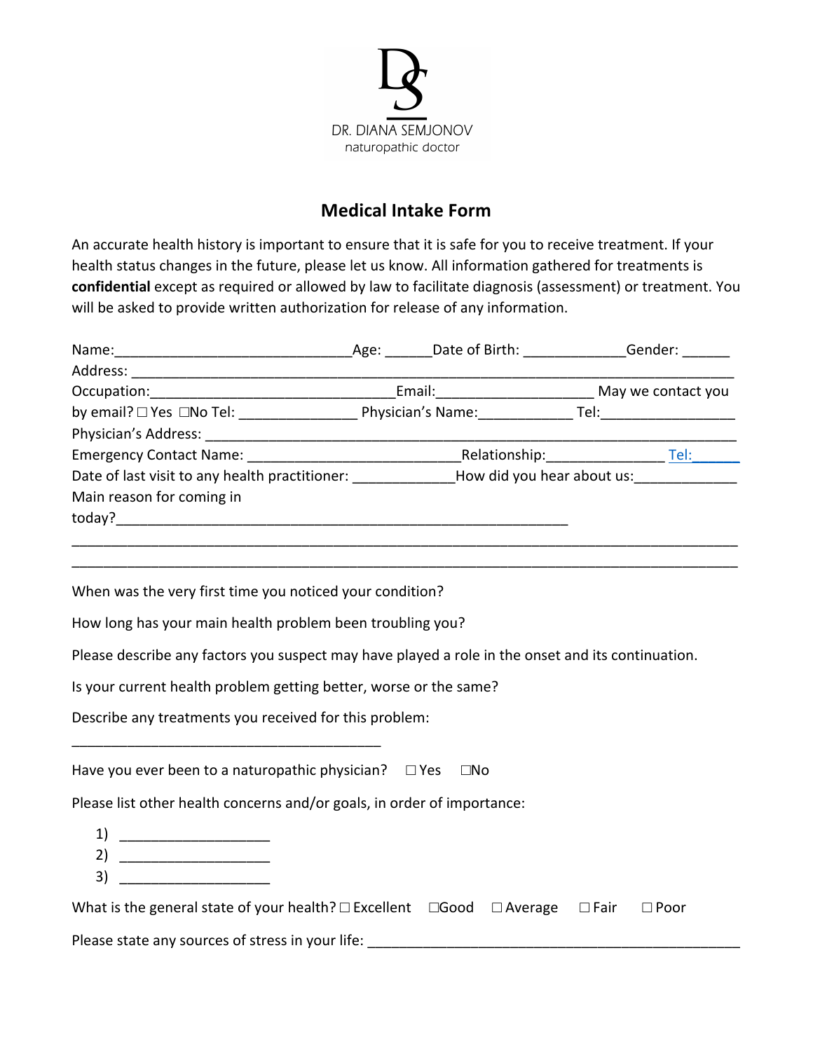DR. DIANA SEMJONOV
naturopathic doctor

# Medical Intake Form

An accurate health history is important to ensure that it is safe for you to receive treatment. If your health status changes in the future, please let us know. All information gathered for treatments is **confidential** except as required or allowed by law to facilitate diagnosis (assessment) or treatment. You will be asked to provide written authorization for release of any information.

Name:______________________________Age: ______Date of Birth: _____________Gender: ______
Address: ______________________________________________________________________
Occupation:_______________________________Email:____________________ May we contact you by email? ☐ Yes ☐No Tel: _______________ Physician's Name:____________ Tel:_________________
Physician's Address: ____________________________________________________________
Emergency Contact Name: __________________________Relationship:_______________ Tel:______
Date of last visit to any health practitioner: _____________How did you hear about us:_____________
Main reason for coming in today?____________________________________________________________
______________________________________________________________________________
______________________________________________________________________________

When was the very first time you noticed your condition?

How long has your main health problem been troubling you?

Please describe any factors you suspect may have played a role in the onset and its continuation.

Is your current health problem getting better, worse or the same?

Describe any treatments you received for this problem:

________________________________________

Have you ever been to a naturopathic physician? ☐ Yes ☐No

Please list other health concerns and/or goals, in order of importance:

1) ___________________
2) ___________________
3) ___________________

What is the general state of your health? ☐ Excellent ☐Good ☐ Average ☐ Fair ☐ Poor

Please state any sources of stress in your life: ________________________________________________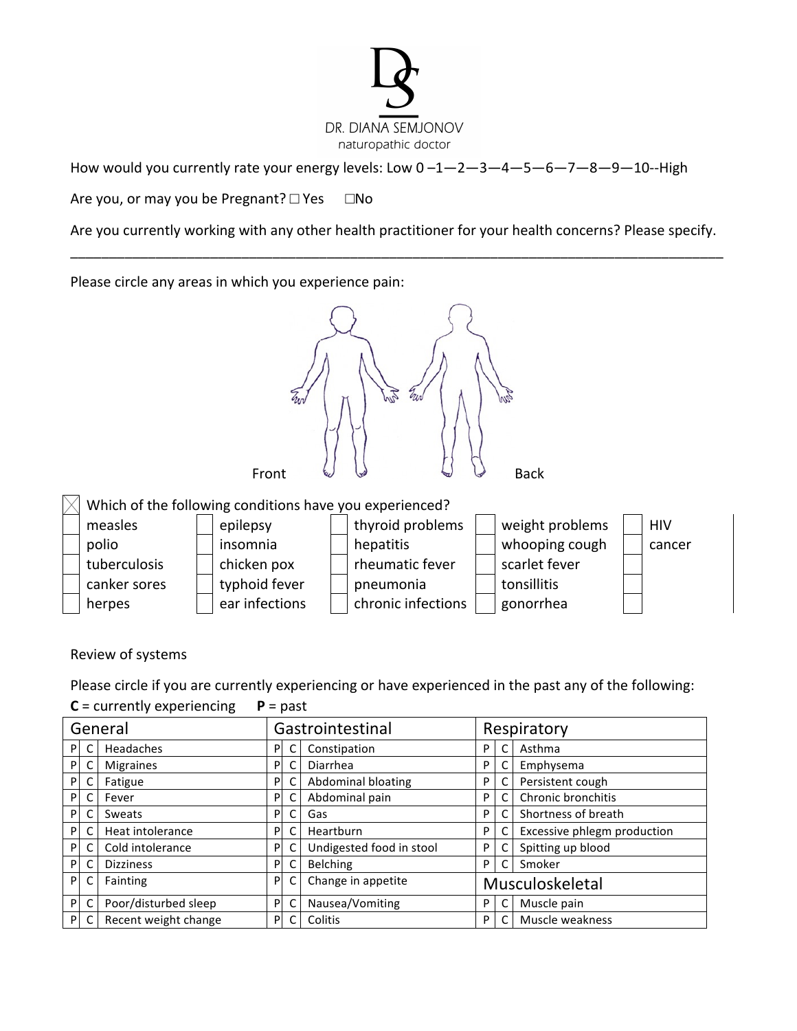DR. DIANA SEMJONOV
naturopathic doctor

How would you currently rate your energy levels: Low 0 –1—2—3—4—5—6—7—8—9—10--High

Are you, or may you be Pregnant? ☐ Yes ☐No

Are you currently working with any other health practitioner for your health concerns? Please specify.

\_\_\_\_\_\_\_\_\_\_\_\_\_\_\_\_\_\_\_\_\_\_\_\_\_\_\_\_\_\_\_\_\_\_\_\_\_\_\_\_\_\_\_\_\_\_\_\_\_\_\_\_\_\_\_\_\_\_\_\_\_\_\_\_\_\_\_\_\_\_\_\_\_\_\_\_\_\_

Please circle any areas in which you experience pain:

Front Back

☒ Which of the following conditions have you experienced?

| | | | | | | | | | |
|---|---|---|---|---|---|---|---|---|---|
| ☐ | measles | ☐ | epilepsy | ☐ | thyroid problems | ☐ | weight problems | ☐ | HIV |
| ☐ | polio | ☐ | insomnia | ☐ | hepatitis | ☐ | whooping cough | ☐ | cancer |
| ☐ | tuberculosis | ☐ | chicken pox | ☐ | rheumatic fever | ☐ | scarlet fever | ☐ | |
| ☐ | canker sores | ☐ | typhoid fever | ☐ | pneumonia | ☐ | tonsillitis | ☐ | |
| ☐ | herpes | ☐ | ear infections | ☐ | chronic infections | ☐ | gonorrhea | ☐ | |

Review of systems

Please circle if you are currently experiencing or have experienced in the past any of the following:

**C** = currently experiencing **P** = past

| General | | | Gastrointestinal | | | Respiratory | | |
|---|---|---|---|---|---|---|---|---|
| P | C | Headaches | P | C | Constipation | P | C | Asthma |
| P | C | Migraines | P | C | Diarrhea | P | C | Emphysema |
| P | C | Fatigue | P | C | Abdominal bloating | P | C | Persistent cough |
| P | C | Fever | P | C | Abdominal pain | P | C | Chronic bronchitis |
| P | C | Sweats | P | C | Gas | P | C | Shortness of breath |
| P | C | Heat intolerance | P | C | Heartburn | P | C | Excessive phlegm production |
| P | C | Cold intolerance | P | C | Undigested food in stool | P | C | Spitting up blood |
| P | C | Dizziness | P | C | Belching | P | C | Smoker |
| P | C | Fainting | P | C | Change in appetite | **Musculoskeletal** | | |
| P | C | Poor/disturbed sleep | P | C | Nausea/Vomiting | P | C | Muscle pain |
| P | C | Recent weight change | P | C | Colitis | P | C | Muscle weakness |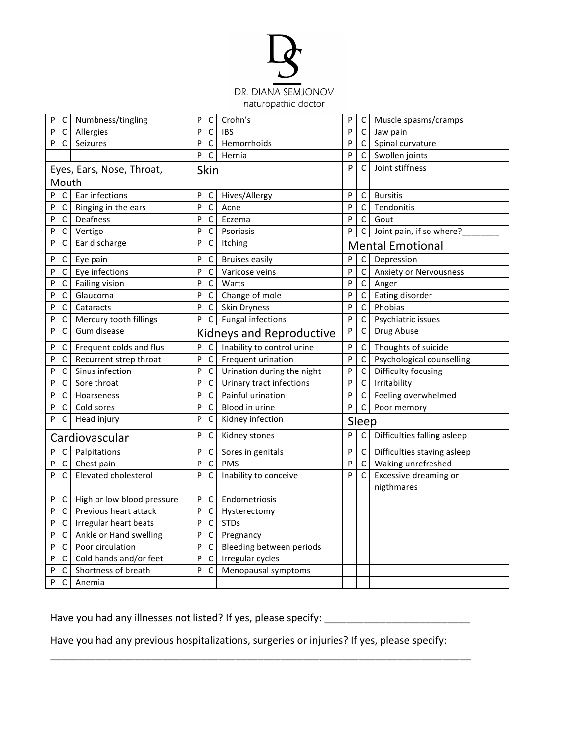DR. DIANA SEMJONOV
naturopathic doctor

| P | C | | P | C | | P | C | |
|---|---|---|---|---|---|---|---|---|
| P | C | Numbness/tingling | P | C | Crohn's | P | C | Muscle spasms/cramps |
| P | C | Allergies | P | C | IBS | P | C | Jaw pain |
| P | C | Seizures | P | C | Hemorrhoids | P | C | Spinal curvature |
| | | | P | C | Hernia | P | C | Swollen joints |
| **Eyes, Ears, Nose, Throat, Mouth** | | | **Skin** | | | P | C | Joint stiffness |
| P | C | Ear infections | P | C | Hives/Allergy | P | C | Bursitis |
| P | C | Ringing in the ears | P | C | Acne | P | C | Tendonitis |
| P | C | Deafness | P | C | Eczema | P | C | Gout |
| P | C | Vertigo | P | C | Psoriasis | P | C | Joint pain, if so where?________ |
| P | C | Ear discharge | P | C | Itching | **Mental Emotional** | | |
| P | C | Eye pain | P | C | Bruises easily | P | C | Depression |
| P | C | Eye infections | P | C | Varicose veins | P | C | Anxiety or Nervousness |
| P | C | Failing vision | P | C | Warts | P | C | Anger |
| P | C | Glaucoma | P | C | Change of mole | P | C | Eating disorder |
| P | C | Cataracts | P | C | Skin Dryness | P | C | Phobias |
| P | C | Mercury tooth fillings | P | C | Fungal infections | P | C | Psychiatric issues |
| P | C | Gum disease | **Kidneys and Reproductive** | | | P | C | Drug Abuse |
| P | C | Frequent colds and flus | P | C | Inability to control urine | P | C | Thoughts of suicide |
| P | C | Recurrent strep throat | P | C | Frequent urination | P | C | Psychological counselling |
| P | C | Sinus infection | P | C | Urination during the night | P | C | Difficulty focusing |
| P | C | Sore throat | P | C | Urinary tract infections | P | C | Irritability |
| P | C | Hoarseness | P | C | Painful urination | P | C | Feeling overwhelmed |
| P | C | Cold sores | P | C | Blood in urine | P | C | Poor memory |
| P | C | Head injury | P | C | Kidney infection | **Sleep** | | |
| **Cardiovascular** | | | P | C | Kidney stones | P | C | Difficulties falling asleep |
| P | C | Palpitations | P | C | Sores in genitals | P | C | Difficulties staying asleep |
| P | C | Chest pain | P | C | PMS | P | C | Waking unrefreshed |
| P | C | Elevated cholesterol | P | C | Inability to conceive | P | C | Excessive dreaming or nigthmares |
| P | C | High or low blood pressure | P | C | Endometriosis | | | |
| P | C | Previous heart attack | P | C | Hysterectomy | | | |
| P | C | Irregular heart beats | P | C | STDs | | | |
| P | C | Ankle or Hand swelling | P | C | Pregnancy | | | |
| P | C | Poor circulation | P | C | Bleeding between periods | | | |
| P | C | Cold hands and/or feet | P | C | Irregular cycles | | | |
| P | C | Shortness of breath | P | C | Menopausal symptoms | | | |
| P | C | Anemia | | | | | | |

Have you had any illnesses not listed? If yes, please specify: __________________________

Have you had any previous hospitalizations, surgeries or injuries? If yes, please specify:

_____________________________________________________________________________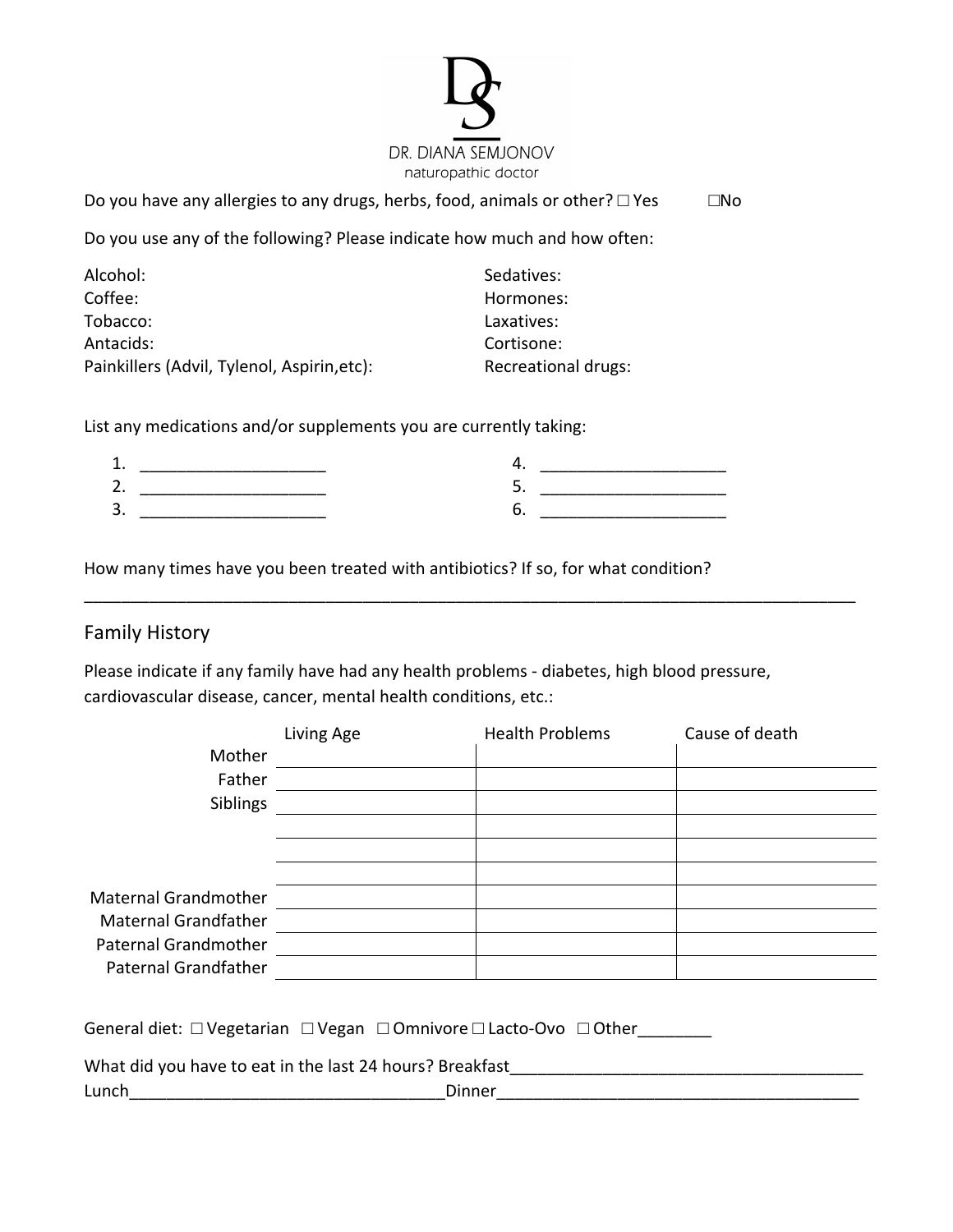DR. DIANA SEMJONOV
naturopathic doctor

Do you have any allergies to any drugs, herbs, food, animals or other? ☐ Yes ☐No

Do you use any of the following? Please indicate how much and how often:

| | |
|---|---|
| Alcohol: | Sedatives: |
| Coffee: | Hormones: |
| Tobacco: | Laxatives: |
| Antacids: | Cortisone: |
| Painkillers (Advil, Tylenol, Aspirin,etc): | Recreational drugs: |

List any medications and/or supplements you are currently taking:

1. ____________________
2. ____________________
3. ____________________
4. ____________________
5. ____________________
6. ____________________

How many times have you been treated with antibiotics? If so, for what condition?

_____________________________________________________________________________________

## Family History

Please indicate if any family have had any health problems - diabetes, high blood pressure, cardiovascular disease, cancer, mental health conditions, etc.:

| | Living Age | Health Problems | Cause of death |
|---|---|---|---|
| Mother | | | |
| Father | | | |
| Siblings | | | |
| | | | |
| | | | |
| | | | |
| Maternal Grandmother | | | |
| Maternal Grandfather | | | |
| Paternal Grandmother | | | |
| Paternal Grandfather | | | |

General diet: ☐ Vegetarian ☐ Vegan ☐ Omnivore ☐ Lacto-Ovo ☐ Other________

What did you have to eat in the last 24 hours? Breakfast_______________________________________
Lunch__________________________________Dinner________________________________________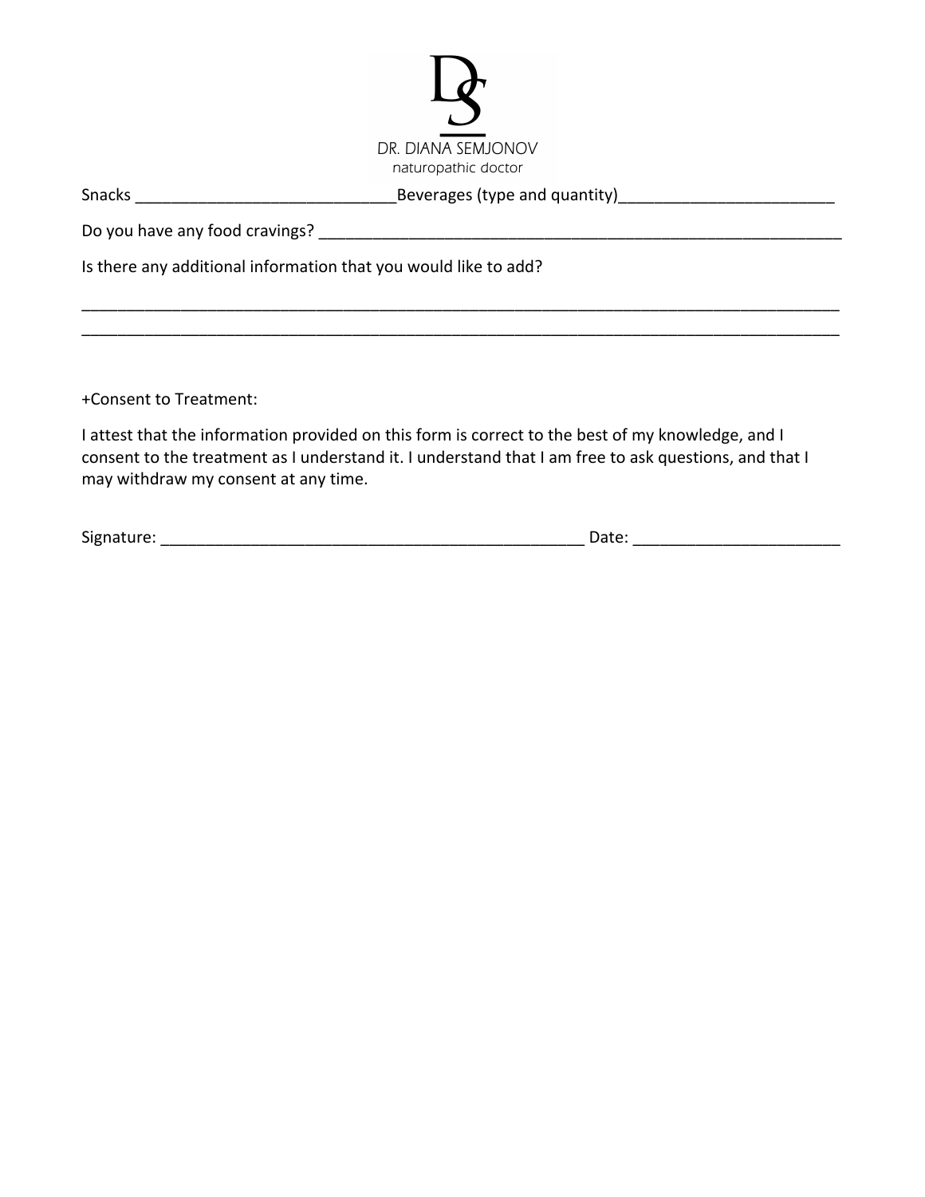DR. DIANA SEMJONOV
naturopathic doctor

Snacks ____________________________Beverages (type and quantity)_______________________

Do you have any food cravings? ____________________________________________________________

Is there any additional information that you would like to add?

_______________________________________________________________________________________
_______________________________________________________________________________________

+Consent to Treatment:

I attest that the information provided on this form is correct to the best of my knowledge, and I consent to the treatment as I understand it. I understand that I am free to ask questions, and that I may withdraw my consent at any time.

Signature: _______________________________________________ Date: ______________________